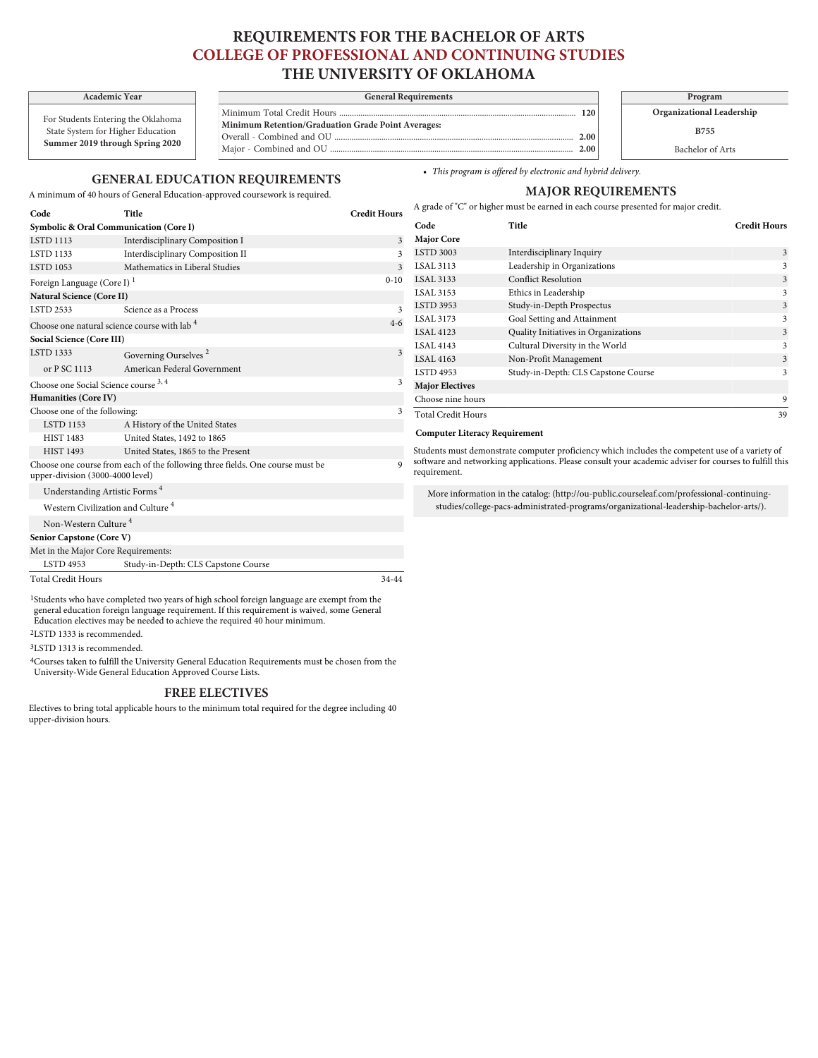# REQUIREMENTS FOR THE BACHELOR OF ARTS
# COLLEGE OF PROFESSIONAL AND CONTINUING STUDIES
# THE UNIVERSITY OF OKLAHOMA

| Academic Year |
|---|
| For Students Entering the Oklahoma State System for Higher Education **Summer 2019 through Spring 2020** |

| General Requirements | |
|---|---|
| Minimum Total Credit Hours | **120** |
| **Minimum Retention/Graduation Grade Point Averages:** | |
| Overall - Combined and OU | **2.00** |
| Major - Combined and OU | **2.00** |

| Program |
|---|
| **Organizational Leadership** |
| **B755** |
| Bachelor of Arts |

- *This program is offered by electronic and hybrid delivery.*

## GENERAL EDUCATION REQUIREMENTS

A minimum of 40 hours of General Education-approved coursework is required.

| Code | Title | Credit Hours |
|---|---|---|
| **Symbolic & Oral Communication (Core I)** | | |
| LSTD 1113 | Interdisciplinary Composition I | 3 |
| LSTD 1133 | Interdisciplinary Composition II | 3 |
| LSTD 1053 | Mathematics in Liberal Studies | 3 |
| Foreign Language (Core I) [1] | | 0-10 |
| **Natural Science (Core II)** | | |
| LSTD 2533 | Science as a Process | 3 |
| Choose one natural science course with lab [4] | | 4-6 |
| **Social Science (Core III)** | | |
| LSTD 1333 | Governing Ourselves [2] | 3 |
| or P SC 1113 | American Federal Government | |
| Choose one Social Science course [3, 4] | | 3 |
| **Humanities (Core IV)** | | |
| Choose one of the following: | | 3 |
| LSTD 1153 | A History of the United States | |
| HIST 1483 | United States, 1492 to 1865 | |
| HIST 1493 | United States, 1865 to the Present | |
| Choose one course from each of the following three fields. One course must be upper-division (3000-4000 level) | | 9 |
| Understanding Artistic Forms [4] | | |
| Western Civilization and Culture [4] | | |
| Non-Western Culture [4] | | |
| **Senior Capstone (Core V)** | | |
| Met in the Major Core Requirements: | | |
| LSTD 4953 | Study-in-Depth: CLS Capstone Course | |
| Total Credit Hours | | 34-44 |

[1] Students who have completed two years of high school foreign language are exempt from the general education foreign language requirement. If this requirement is waived, some General Education electives may be needed to achieve the required 40 hour minimum.

[2] LSTD 1333 is recommended.

[3] LSTD 1313 is recommended.

[4] Courses taken to fulfill the University General Education Requirements must be chosen from the University-Wide General Education Approved Course Lists.

## FREE ELECTIVES

Electives to bring total applicable hours to the minimum total required for the degree including 40 upper-division hours.

## MAJOR REQUIREMENTS

A grade of "C" or higher must be earned in each course presented for major credit.

| Code | Title | Credit Hours |
|---|---|---|
| **Major Core** | | |
| LSTD 3003 | Interdisciplinary Inquiry | 3 |
| LSAL 3113 | Leadership in Organizations | 3 |
| LSAL 3133 | Conflict Resolution | 3 |
| LSAL 3153 | Ethics in Leadership | 3 |
| LSTD 3953 | Study-in-Depth Prospectus | 3 |
| LSAL 3173 | Goal Setting and Attainment | 3 |
| LSAL 4123 | Quality Initiatives in Organizations | 3 |
| LSAL 4143 | Cultural Diversity in the World | 3 |
| LSAL 4163 | Non-Profit Management | 3 |
| LSTD 4953 | Study-in-Depth: CLS Capstone Course | 3 |
| **Major Electives** | | |
| Choose nine hours | | 9 |
| Total Credit Hours | | 39 |

**Computer Literacy Requirement**

Students must demonstrate computer proficiency which includes the competent use of a variety of software and networking applications. Please consult your academic adviser for courses to fulfill this requirement.

More information in the catalog: (http://ou-public.courseleaf.com/professional-continuing-studies/college-pacs-administrated-programs/organizational-leadership-bachelor-arts/).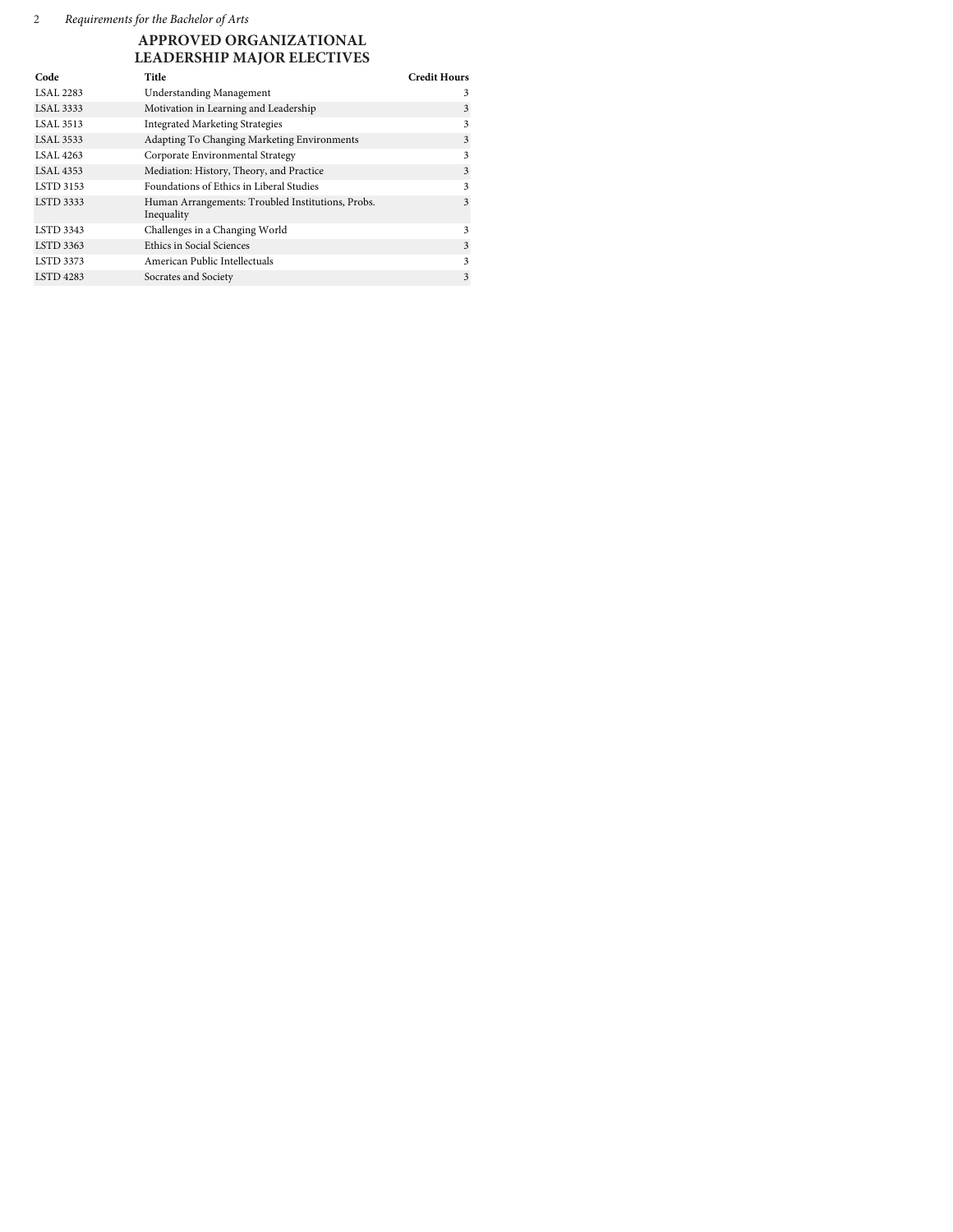## APPROVED ORGANIZATIONAL LEADERSHIP MAJOR ELECTIVES

| Code | Title | Credit Hours |
| --- | --- | --- |
| LSAL 2283 | Understanding Management | 3 |
| LSAL 3333 | Motivation in Learning and Leadership | 3 |
| LSAL 3513 | Integrated Marketing Strategies | 3 |
| LSAL 3533 | Adapting To Changing Marketing Environments | 3 |
| LSAL 4263 | Corporate Environmental Strategy | 3 |
| LSAL 4353 | Mediation: History, Theory, and Practice | 3 |
| LSTD 3153 | Foundations of Ethics in Liberal Studies | 3 |
| LSTD 3333 | Human Arrangements: Troubled Institutions, Probs. Inequality | 3 |
| LSTD 3343 | Challenges in a Changing World | 3 |
| LSTD 3363 | Ethics in Social Sciences | 3 |
| LSTD 3373 | American Public Intellectuals | 3 |
| LSTD 4283 | Socrates and Society | 3 |